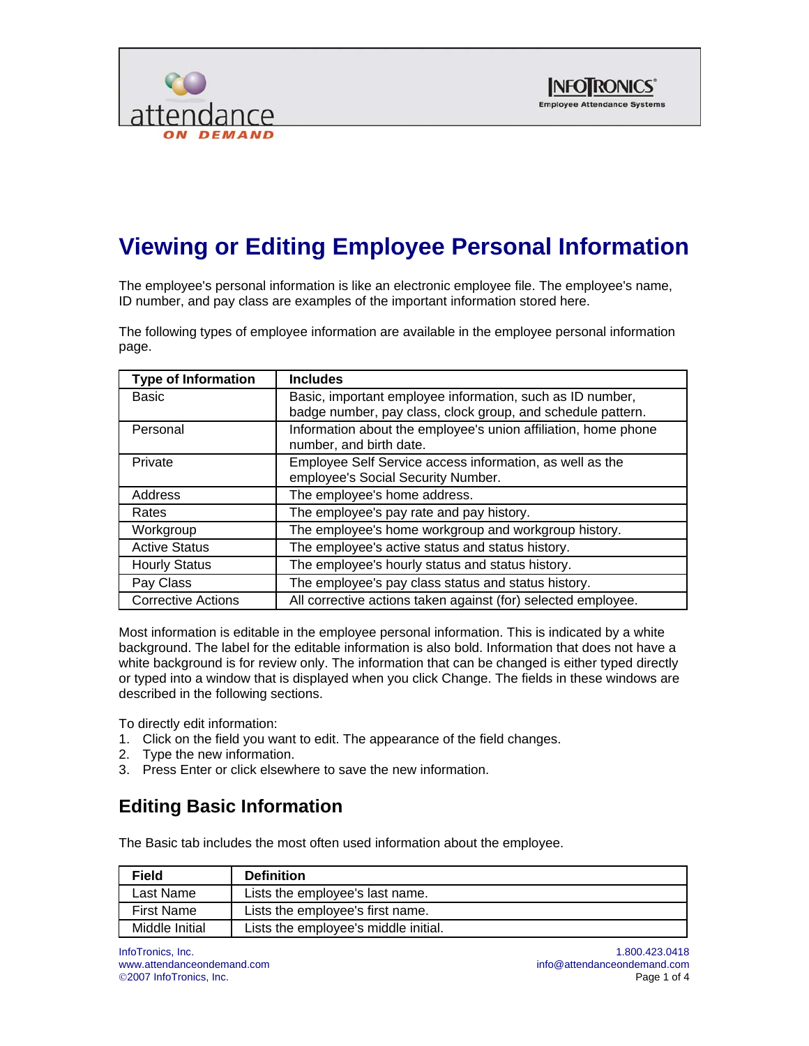# Viewing or Editing Employee Personal Information

The employee's personal information is like an electronic employee file. The employee's name, ID number, and pay class are examples of the important information stored here.

The following types of employee information are available in the employee personal information page.

| Type of Information | Includes |
|---|---|
| Basic | Basic, important employee information, such as ID number, badge number, pay class, clock group, and schedule pattern. |
| Personal | Information about the employee's union affiliation, home phone number, and birth date. |
| Private | Employee Self Service access information, as well as the employee's Social Security Number. |
| Address | The employee's home address. |
| Rates | The employee's pay rate and pay history. |
| Workgroup | The employee's home workgroup and workgroup history. |
| Active Status | The employee's active status and status history. |
| Hourly Status | The employee's hourly status and status history. |
| Pay Class | The employee's pay class status and status history. |
| Corrective Actions | All corrective actions taken against (for) selected employee. |

Most information is editable in the employee personal information. This is indicated by a white background. The label for the editable information is also bold. Information that does not have a white background is for review only. The information that can be changed is either typed directly or typed into a window that is displayed when you click Change. The fields in these windows are described in the following sections.

To directly edit information:

1. Click on the field you want to edit. The appearance of the field changes.
2. Type the new information.
3. Press Enter or click elsewhere to save the new information.

## Editing Basic Information

The Basic tab includes the most often used information about the employee.

| Field | Definition |
|---|---|
| Last Name | Lists the employee's last name. |
| First Name | Lists the employee's first name. |
| Middle Initial | Lists the employee's middle initial. |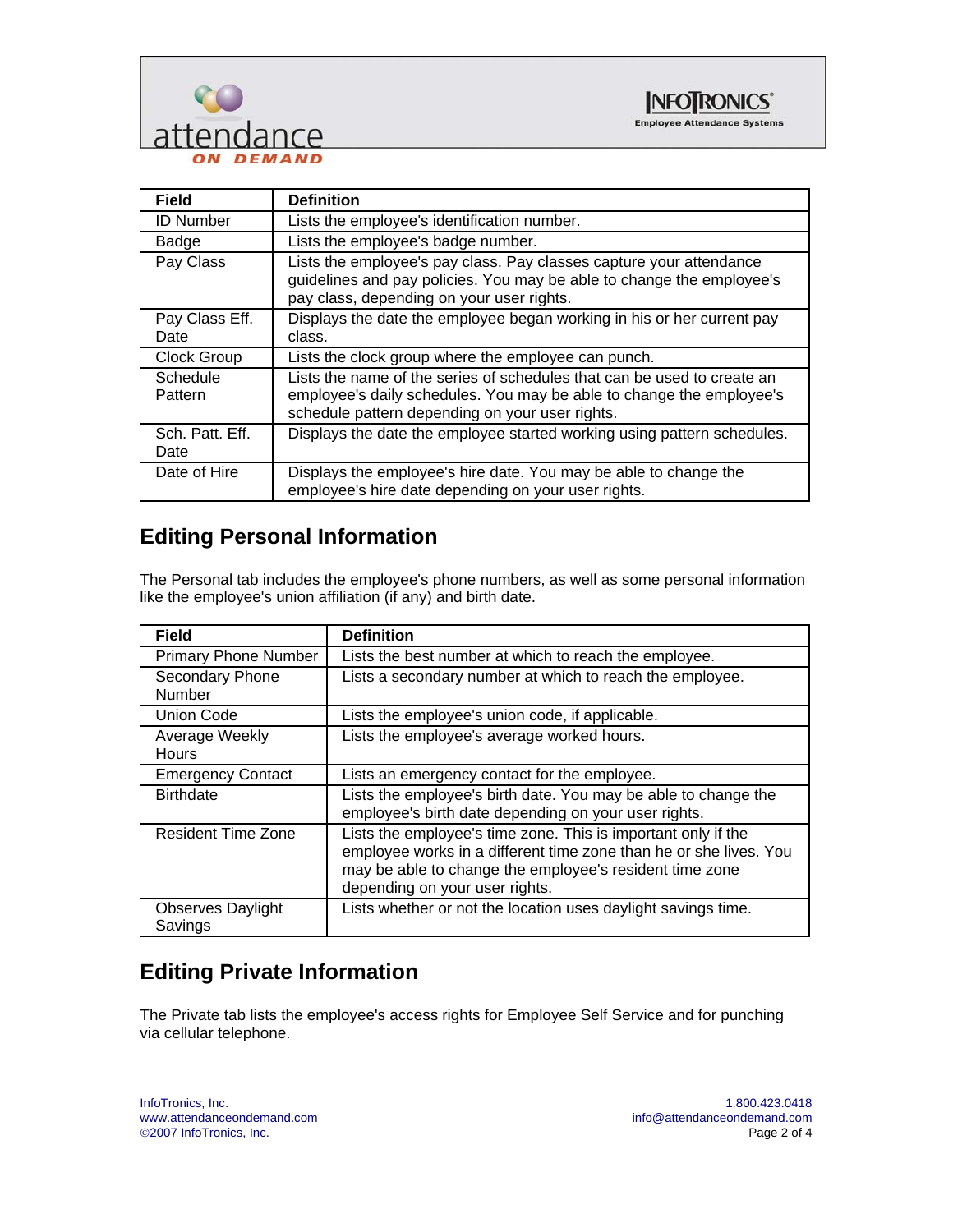| Field | Definition |
|---|---|
| ID Number | Lists the employee's identification number. |
| Badge | Lists the employee's badge number. |
| Pay Class | Lists the employee's pay class. Pay classes capture your attendance guidelines and pay policies. You may be able to change the employee's pay class, depending on your user rights. |
| Pay Class Eff. Date | Displays the date the employee began working in his or her current pay class. |
| Clock Group | Lists the clock group where the employee can punch. |
| Schedule Pattern | Lists the name of the series of schedules that can be used to create an employee's daily schedules. You may be able to change the employee's schedule pattern depending on your user rights. |
| Sch. Patt. Eff. Date | Displays the date the employee started working using pattern schedules. |
| Date of Hire | Displays the employee's hire date. You may be able to change the employee's hire date depending on your user rights. |

## Editing Personal Information

The Personal tab includes the employee's phone numbers, as well as some personal information like the employee's union affiliation (if any) and birth date.

| Field | Definition |
|---|---|
| Primary Phone Number | Lists the best number at which to reach the employee. |
| Secondary Phone Number | Lists a secondary number at which to reach the employee. |
| Union Code | Lists the employee's union code, if applicable. |
| Average Weekly Hours | Lists the employee's average worked hours. |
| Emergency Contact | Lists an emergency contact for the employee. |
| Birthdate | Lists the employee's birth date. You may be able to change the employee's birth date depending on your user rights. |
| Resident Time Zone | Lists the employee's time zone. This is important only if the employee works in a different time zone than he or she lives. You may be able to change the employee's resident time zone depending on your user rights. |
| Observes Daylight Savings | Lists whether or not the location uses daylight savings time. |

## Editing Private Information

The Private tab lists the employee's access rights for Employee Self Service and for punching via cellular telephone.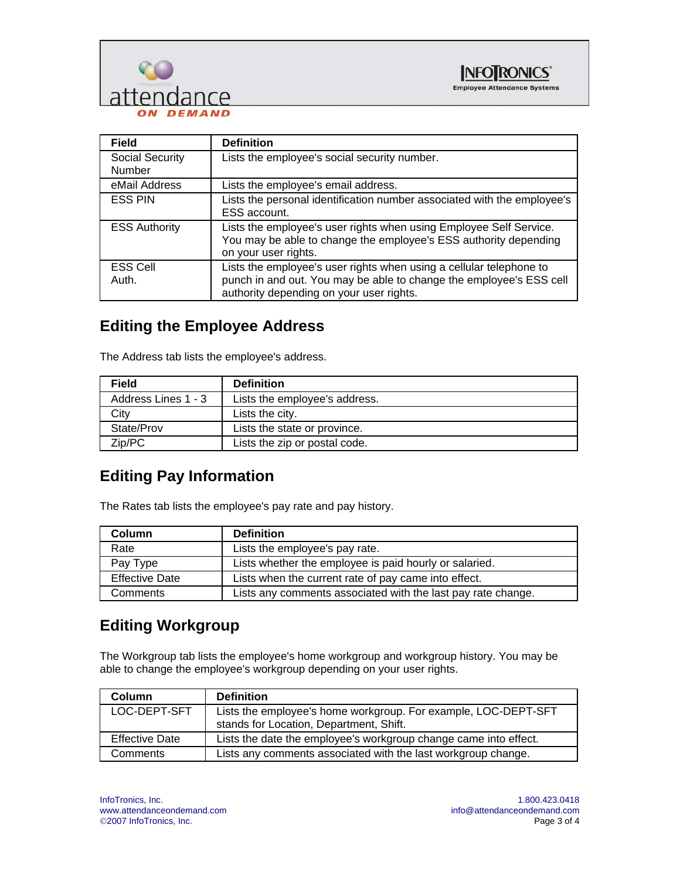| Field | Definition |
| --- | --- |
| Social Security Number | Lists the employee's social security number. |
| eMail Address | Lists the employee's email address. |
| ESS PIN | Lists the personal identification number associated with the employee's ESS account. |
| ESS Authority | Lists the employee's user rights when using Employee Self Service. You may be able to change the employee's ESS authority depending on your user rights. |
| ESS Cell Auth. | Lists the employee's user rights when using a cellular telephone to punch in and out. You may be able to change the employee's ESS cell authority depending on your user rights. |

## Editing the Employee Address

The Address tab lists the employee's address.

| Field | Definition |
| --- | --- |
| Address Lines 1 - 3 | Lists the employee's address. |
| City | Lists the city. |
| State/Prov | Lists the state or province. |
| Zip/PC | Lists the zip or postal code. |

## Editing Pay Information

The Rates tab lists the employee's pay rate and pay history.

| Column | Definition |
| --- | --- |
| Rate | Lists the employee's pay rate. |
| Pay Type | Lists whether the employee is paid hourly or salaried. |
| Effective Date | Lists when the current rate of pay came into effect. |
| Comments | Lists any comments associated with the last pay rate change. |

## Editing Workgroup

The Workgroup tab lists the employee's home workgroup and workgroup history. You may be able to change the employee's workgroup depending on your user rights.

| Column | Definition |
| --- | --- |
| LOC-DEPT-SFT | Lists the employee's home workgroup. For example, LOC-DEPT-SFT stands for Location, Department, Shift. |
| Effective Date | Lists the date the employee's workgroup change came into effect. |
| Comments | Lists any comments associated with the last workgroup change. |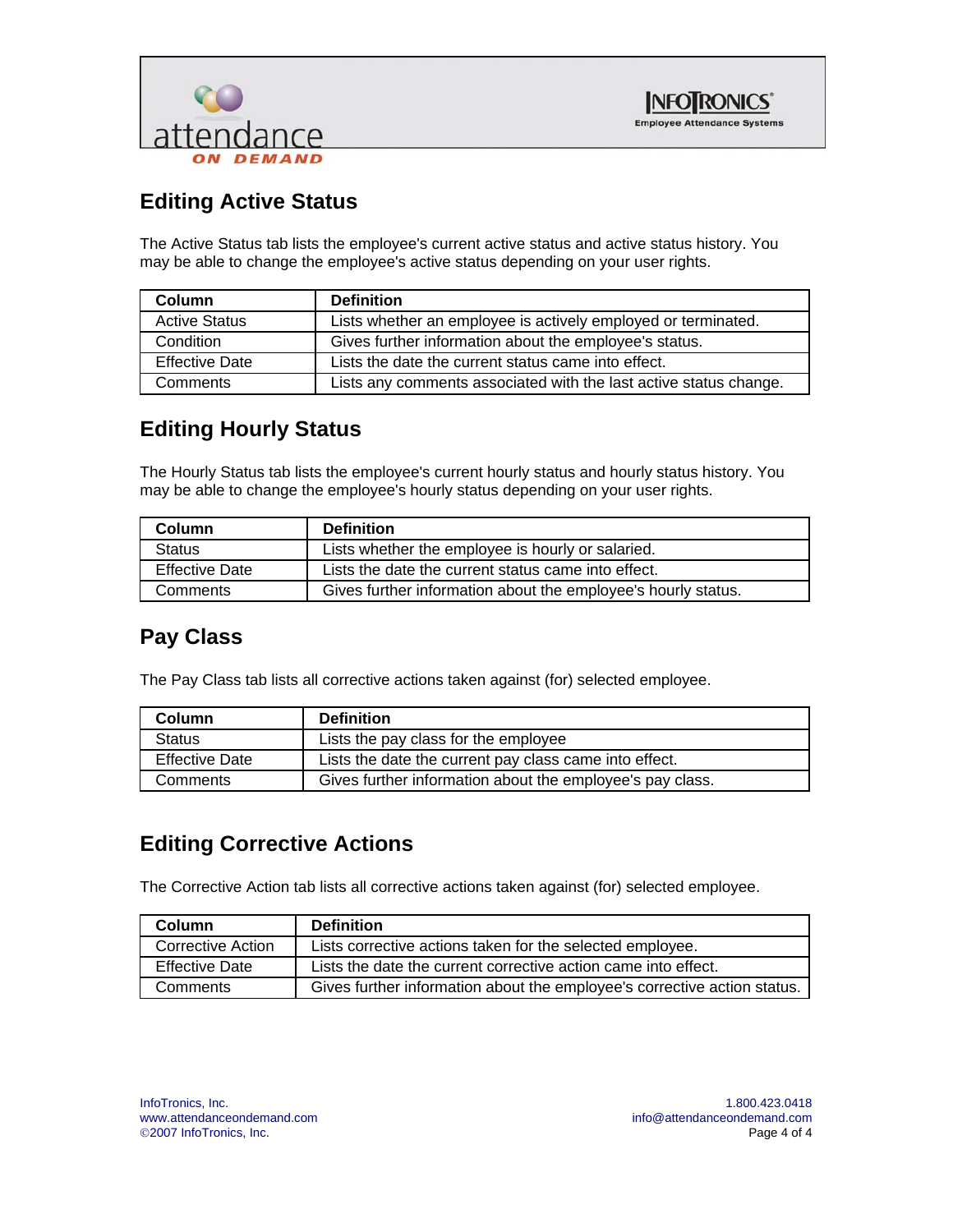## Editing Active Status

The Active Status tab lists the employee's current active status and active status history. You may be able to change the employee's active status depending on your user rights.

| Column | Definition |
|---|---|
| Active Status | Lists whether an employee is actively employed or terminated. |
| Condition | Gives further information about the employee's status. |
| Effective Date | Lists the date the current status came into effect. |
| Comments | Lists any comments associated with the last active status change. |

## Editing Hourly Status

The Hourly Status tab lists the employee's current hourly status and hourly status history. You may be able to change the employee's hourly status depending on your user rights.

| Column | Definition |
|---|---|
| Status | Lists whether the employee is hourly or salaried. |
| Effective Date | Lists the date the current status came into effect. |
| Comments | Gives further information about the employee's hourly status. |

## Pay Class

The Pay Class tab lists all corrective actions taken against (for) selected employee.

| Column | Definition |
|---|---|
| Status | Lists the pay class for the employee |
| Effective Date | Lists the date the current pay class came into effect. |
| Comments | Gives further information about the employee's pay class. |

## Editing Corrective Actions

The Corrective Action tab lists all corrective actions taken against (for) selected employee.

| Column | Definition |
|---|---|
| Corrective Action | Lists corrective actions taken for the selected employee. |
| Effective Date | Lists the date the current corrective action came into effect. |
| Comments | Gives further information about the employee's corrective action status. |